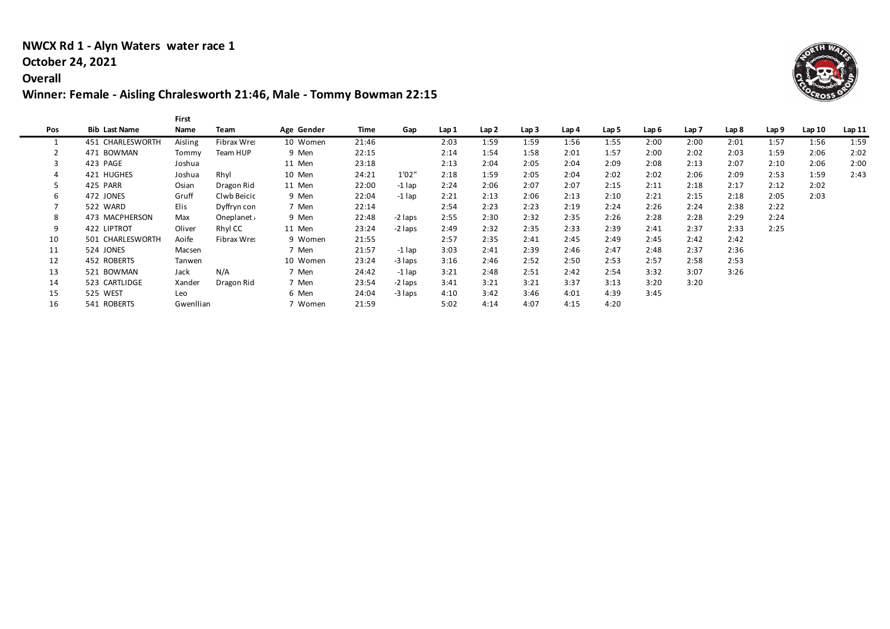**NWCX Rd 1 - Alyn Waters water race 1**

**October 24, 2021**

**Overall**

**Winner: Female - Aisling Chralesworth 21:46, Male - Tommy Bowman 22:15**

| Pos | Bib | Last Name | First Name | Team | Age | Gender | Time | Gap | Lap 1 | Lap 2 | Lap 3 | Lap 4 | Lap 5 | Lap 6 | Lap 7 | Lap 8 | Lap 9 | Lap 10 | Lap 11 |
|---|---|---|---|---|---|---|---|---|---|---|---|---|---|---|---|---|---|---|---|
| 1 | 451 | CHARLESWORTH | Aisling | Fibrax Wre: | 10 | Women | 21:46 | | 2:03 | 1:59 | 1:59 | 1:56 | 1:55 | 2:00 | 2:00 | 2:01 | 1:57 | 1:56 | 1:59 |
| 2 | 471 | BOWMAN | Tommy | Team HUP | 9 | Men | 22:15 | | 2:14 | 1:54 | 1:58 | 2:01 | 1:57 | 2:00 | 2:02 | 2:03 | 1:59 | 2:06 | 2:02 |
| 3 | 423 | PAGE | Joshua | | 11 | Men | 23:18 | | 2:13 | 2:04 | 2:05 | 2:04 | 2:09 | 2:08 | 2:13 | 2:07 | 2:10 | 2:06 | 2:00 |
| 4 | 421 | HUGHES | Joshua | Rhyl | 10 | Men | 24:21 | 1'02" | 2:18 | 1:59 | 2:05 | 2:04 | 2:02 | 2:02 | 2:06 | 2:09 | 2:53 | 1:59 | 2:43 |
| 5 | 425 | PARR | Osian | Dragon Rid | 11 | Men | 22:00 | -1 lap | 2:24 | 2:06 | 2:07 | 2:07 | 2:15 | 2:11 | 2:18 | 2:17 | 2:12 | 2:02 | |
| 6 | 472 | JONES | Gruff | Clwb Beicic | 9 | Men | 22:04 | -1 lap | 2:21 | 2:13 | 2:06 | 2:13 | 2:10 | 2:21 | 2:15 | 2:18 | 2:05 | 2:03 | |
| 7 | 522 | WARD | Elis | Dyffryn con | 7 | Men | 22:14 | | 2:54 | 2:23 | 2:23 | 2:19 | 2:24 | 2:26 | 2:24 | 2:38 | 2:22 | | |
| 8 | 473 | MACPHERSON | Max | Oneplanet / | 9 | Men | 22:48 | -2 laps | 2:55 | 2:30 | 2:32 | 2:35 | 2:26 | 2:28 | 2:28 | 2:29 | 2:24 | | |
| 9 | 422 | LIPTROT | Oliver | Rhyl CC | 11 | Men | 23:24 | -2 laps | 2:49 | 2:32 | 2:35 | 2:33 | 2:39 | 2:41 | 2:37 | 2:33 | 2:25 | | |
| 10 | 501 | CHARLESWORTH | Aoife | Fibrax Wre: | 9 | Women | 21:55 | | 2:57 | 2:35 | 2:41 | 2:45 | 2:49 | 2:45 | 2:42 | 2:42 | | | |
| 11 | 524 | JONES | Macsen | | 7 | Men | 21:57 | -1 lap | 3:03 | 2:41 | 2:39 | 2:46 | 2:47 | 2:48 | 2:37 | 2:36 | | | |
| 12 | 452 | ROBERTS | Tanwen | | 10 | Women | 23:24 | -3 laps | 3:16 | 2:46 | 2:52 | 2:50 | 2:53 | 2:57 | 2:58 | 2:53 | | | |
| 13 | 521 | BOWMAN | Jack | N/A | 7 | Men | 24:42 | -1 lap | 3:21 | 2:48 | 2:51 | 2:42 | 2:54 | 3:32 | 3:07 | 3:26 | | | |
| 14 | 523 | CARTLIDGE | Xander | Dragon Rid | 7 | Men | 23:54 | -2 laps | 3:41 | 3:21 | 3:21 | 3:37 | 3:13 | 3:20 | 3:20 | | | | |
| 15 | 525 | WEST | Leo | | 6 | Men | 24:04 | -3 laps | 4:10 | 3:42 | 3:46 | 4:01 | 4:39 | 3:45 | | | | | |
| 16 | 541 | ROBERTS | Gwenllian | | 7 | Women | 21:59 | | 5:02 | 4:14 | 4:07 | 4:15 | 4:20 | | | | | | |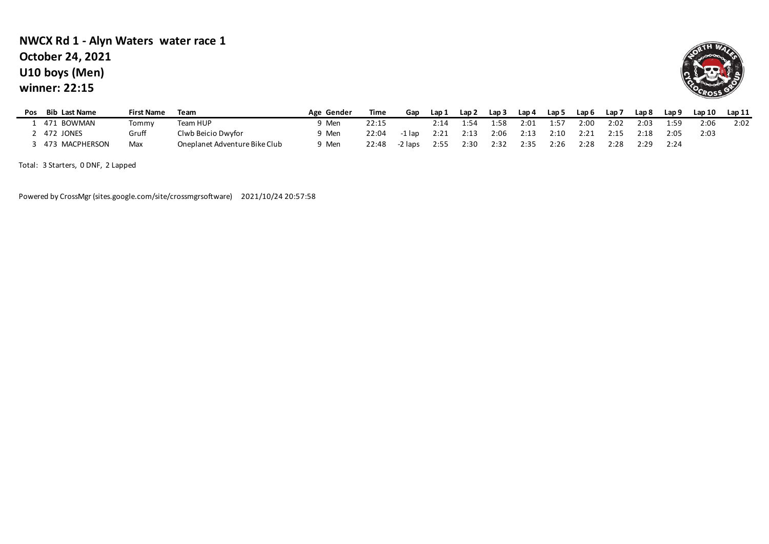**NWCX Rd 1 - Alyn Waters water race 1**
**October 24, 2021**
**U10 boys (Men)**
**winner: 22:15**

| Pos | Bib | Last Name | First Name | Team | Age | Gender | Time | Gap | Lap 1 | Lap 2 | Lap 3 | Lap 4 | Lap 5 | Lap 6 | Lap 7 | Lap 8 | Lap 9 | Lap 10 | Lap 11 |
|---|---|---|---|---|---|---|---|---|---|---|---|---|---|---|---|---|---|---|---|
| 1 | 471 | BOWMAN | Tommy | Team HUP | 9 | Men | 22:15 | | 2:14 | 1:54 | 1:58 | 2:01 | 1:57 | 2:00 | 2:02 | 2:03 | 1:59 | 2:06 | 2:02 |
| 2 | 472 | JONES | Gruff | Clwb Beicio Dwyfor | 9 | Men | 22:04 | -1 lap | 2:21 | 2:13 | 2:06 | 2:13 | 2:10 | 2:21 | 2:15 | 2:18 | 2:05 | 2:03 | |
| 3 | 473 | MACPHERSON | Max | Oneplanet Adventure Bike Club | 9 | Men | 22:48 | -2 laps | 2:55 | 2:30 | 2:32 | 2:35 | 2:26 | 2:28 | 2:28 | 2:29 | 2:24 | | |

Total: 3 Starters, 0 DNF, 2 Lapped

Powered by CrossMgr (sites.google.com/site/crossmgrsoftware) 2021/10/24 20:57:58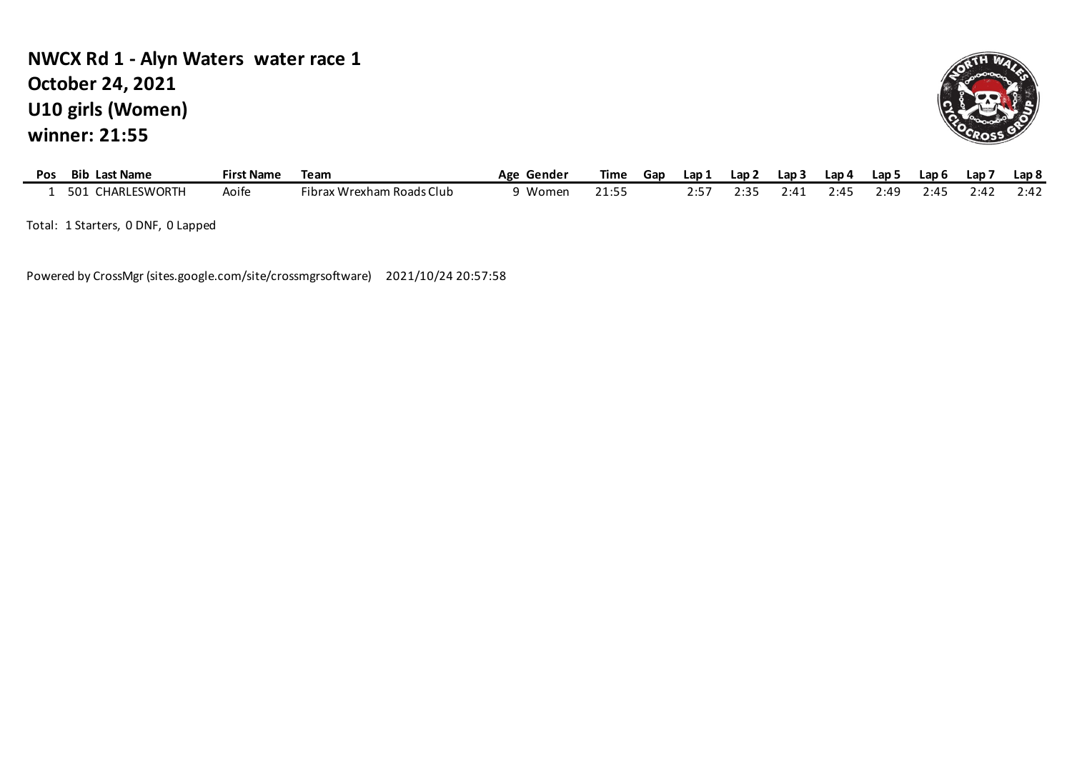# NWCX Rd 1 - Alyn Waters water race 1
## October 24, 2021
## U10 girls (Women)
## winner: 21:55

| Pos | Bib | Last Name | First Name | Team | Age | Gender | Time | Gap | Lap 1 | Lap 2 | Lap 3 | Lap 4 | Lap 5 | Lap 6 | Lap 7 | Lap 8 |
|---|---|---|---|---|---|---|---|---|---|---|---|---|---|---|---|---|
| 1 | 501 | CHARLESWORTH | Aoife | Fibrax Wrexham Roads Club | 9 | Women | 21:55 | | 2:57 | 2:35 | 2:41 | 2:45 | 2:49 | 2:45 | 2:42 | 2:42 |

Total: 1 Starters, 0 DNF, 0 Lapped

Powered by CrossMgr (sites.google.com/site/crossmgrsoftware) 2021/10/24 20:57:58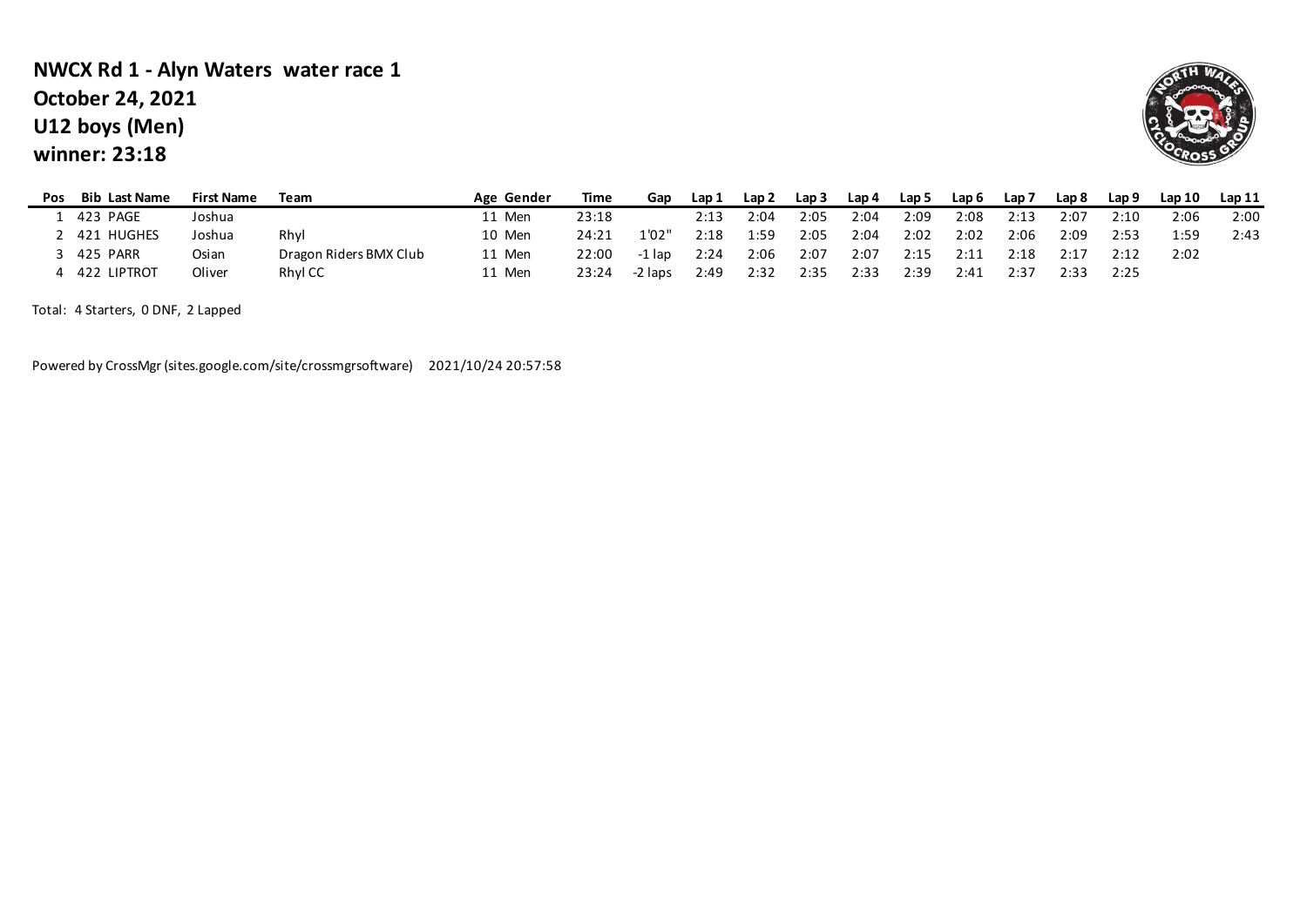**NWCX Rd 1 - Alyn Waters water race 1**
**October 24, 2021**
**U12 boys (Men)**
**winner: 23:18**

| Pos | Bib | Last Name | First Name | Team | Age | Gender | Time | Gap | Lap 1 | Lap 2 | Lap 3 | Lap 4 | Lap 5 | Lap 6 | Lap 7 | Lap 8 | Lap 9 | Lap 10 | Lap 11 |
|---|---|---|---|---|---|---|---|---|---|---|---|---|---|---|---|---|---|---|---|
| 1 | 423 | PAGE | Joshua | | 11 | Men | 23:18 | | 2:13 | 2:04 | 2:05 | 2:04 | 2:09 | 2:08 | 2:13 | 2:07 | 2:10 | 2:06 | 2:00 |
| 2 | 421 | HUGHES | Joshua | Rhyl | 10 | Men | 24:21 | 1'02" | 2:18 | 1:59 | 2:05 | 2:04 | 2:02 | 2:02 | 2:06 | 2:09 | 2:53 | 1:59 | 2:43 |
| 3 | 425 | PARR | Osian | Dragon Riders BMX Club | 11 | Men | 22:00 | -1 lap | 2:24 | 2:06 | 2:07 | 2:07 | 2:15 | 2:11 | 2:18 | 2:17 | 2:12 | 2:02 | |
| 4 | 422 | LIPTROT | Oliver | Rhyl CC | 11 | Men | 23:24 | -2 laps | 2:49 | 2:32 | 2:35 | 2:33 | 2:39 | 2:41 | 2:37 | 2:33 | 2:25 | | |

Total: 4 Starters, 0 DNF, 2 Lapped

Powered by CrossMgr (sites.google.com/site/crossmgrsoftware) 2021/10/24 20:57:58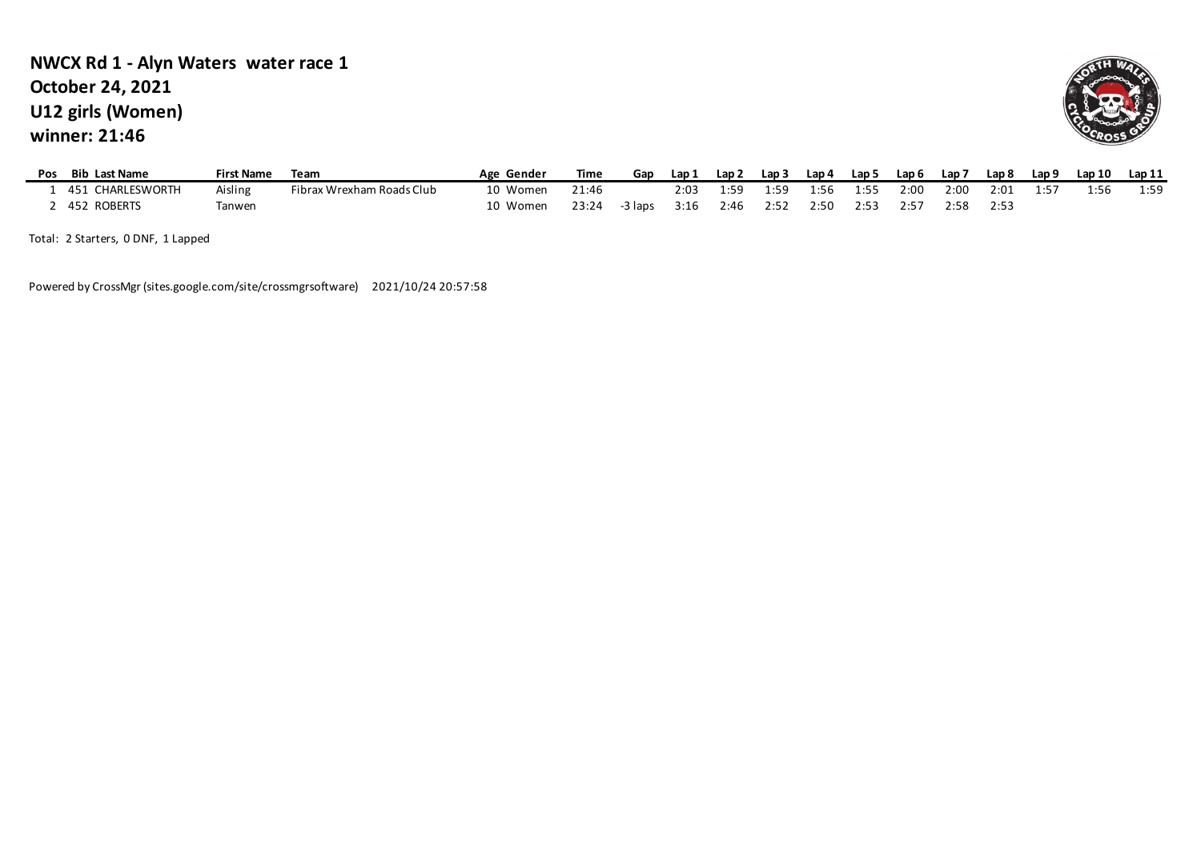**NWCX Rd 1 - Alyn Waters water race 1**
**October 24, 2021**
**U12 girls (Women)**
**winner: 21:46**

| Pos | Bib | Last Name | First Name | Team | Age | Gender | Time | Gap | Lap 1 | Lap 2 | Lap 3 | Lap 4 | Lap 5 | Lap 6 | Lap 7 | Lap 8 | Lap 9 | Lap 10 | Lap 11 |
|---|---|---|---|---|---|---|---|---|---|---|---|---|---|---|---|---|---|---|---|
| 1 | 451 | CHARLESWORTH | Aisling | Fibrax Wrexham Roads Club | 10 | Women | 21:46 | | 2:03 | 1:59 | 1:59 | 1:56 | 1:55 | 2:00 | 2:00 | 2:01 | 1:57 | 1:56 | 1:59 |
| 2 | 452 | ROBERTS | Tanwen | | 10 | Women | 23:24 | -3 laps | 3:16 | 2:46 | 2:52 | 2:50 | 2:53 | 2:57 | 2:58 | 2:53 | | | |

Total: 2 Starters, 0 DNF, 1 Lapped

Powered by CrossMgr (sites.google.com/site/crossmgrsoftware) 2021/10/24 20:57:58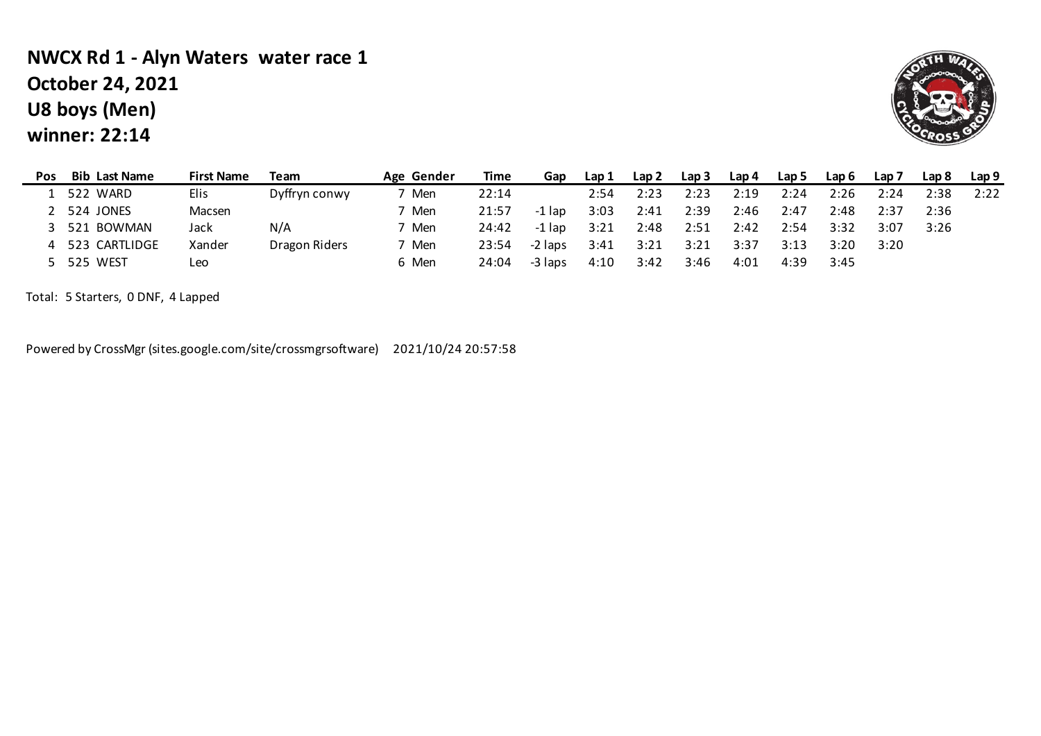# NWCX Rd 1 - Alyn Waters water race 1

**October 24, 2021**

**U8 boys (Men)**

**winner: 22:14**

| Pos | Bib | Last Name | First Name | Team | Age | Gender | Time | Gap | Lap 1 | Lap 2 | Lap 3 | Lap 4 | Lap 5 | Lap 6 | Lap 7 | Lap 8 | Lap 9 |
|---|---|---|---|---|---|---|---|---|---|---|---|---|---|---|---|---|---|
| 1 | 522 | WARD | Elis | Dyffryn conwy | 7 | Men | 22:14 | | 2:54 | 2:23 | 2:23 | 2:19 | 2:24 | 2:26 | 2:24 | 2:38 | 2:22 |
| 2 | 524 | JONES | Macsen | | 7 | Men | 21:57 | -1 lap | 3:03 | 2:41 | 2:39 | 2:46 | 2:47 | 2:48 | 2:37 | 2:36 | |
| 3 | 521 | BOWMAN | Jack | N/A | 7 | Men | 24:42 | -1 lap | 3:21 | 2:48 | 2:51 | 2:42 | 2:54 | 3:32 | 3:07 | 3:26 | |
| 4 | 523 | CARTLIDGE | Xander | Dragon Riders | 7 | Men | 23:54 | -2 laps | 3:41 | 3:21 | 3:21 | 3:37 | 3:13 | 3:20 | 3:20 | | |
| 5 | 525 | WEST | Leo | | 6 | Men | 24:04 | -3 laps | 4:10 | 3:42 | 3:46 | 4:01 | 4:39 | 3:45 | | | |

Total: 5 Starters, 0 DNF, 4 Lapped

Powered by CrossMgr (sites.google.com/site/crossmgrsoftware) 2021/10/24 20:57:58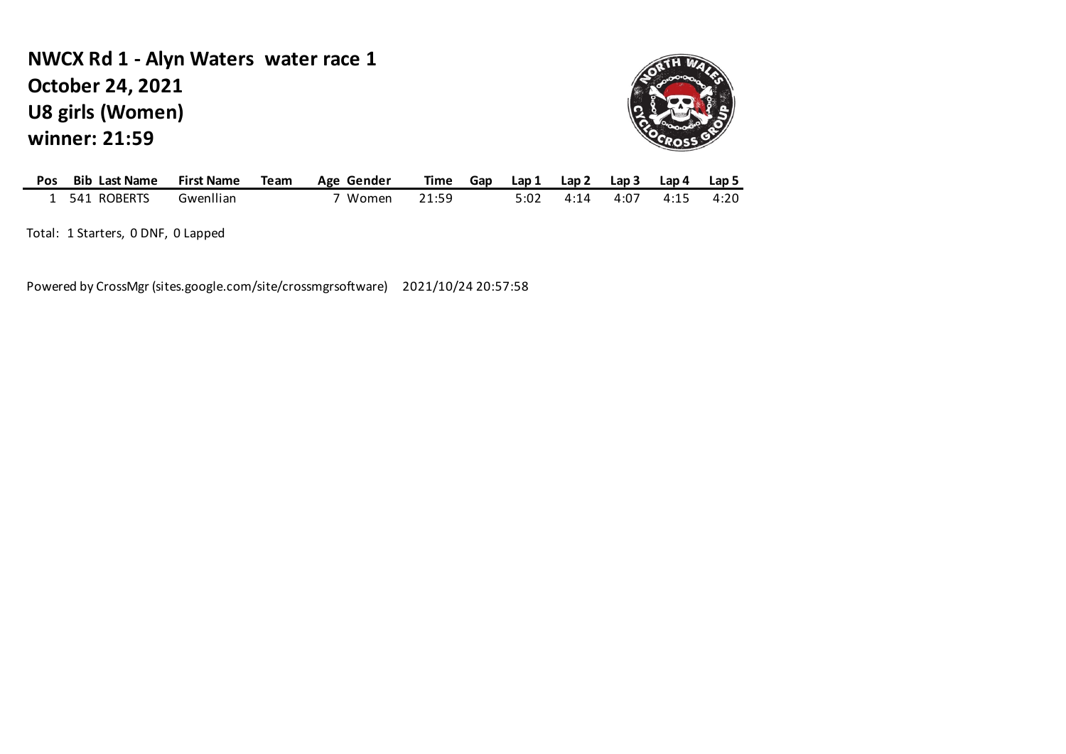# NWCX Rd 1 - Alyn Waters water race 1
# October 24, 2021
# U8 girls (Women)
# winner: 21:59

| Pos | Bib | Last Name | First Name | Team | Age | Gender | Time | Gap | Lap 1 | Lap 2 | Lap 3 | Lap 4 | Lap 5 |
|---|---|---|---|---|---|---|---|---|---|---|---|---|---|
| 1 | 541 | ROBERTS | Gwenllian | | 7 | Women | 21:59 | | 5:02 | 4:14 | 4:07 | 4:15 | 4:20 |

Total: 1 Starters, 0 DNF, 0 Lapped

Powered by CrossMgr (sites.google.com/site/crossmgrsoftware) 2021/10/24 20:57:58